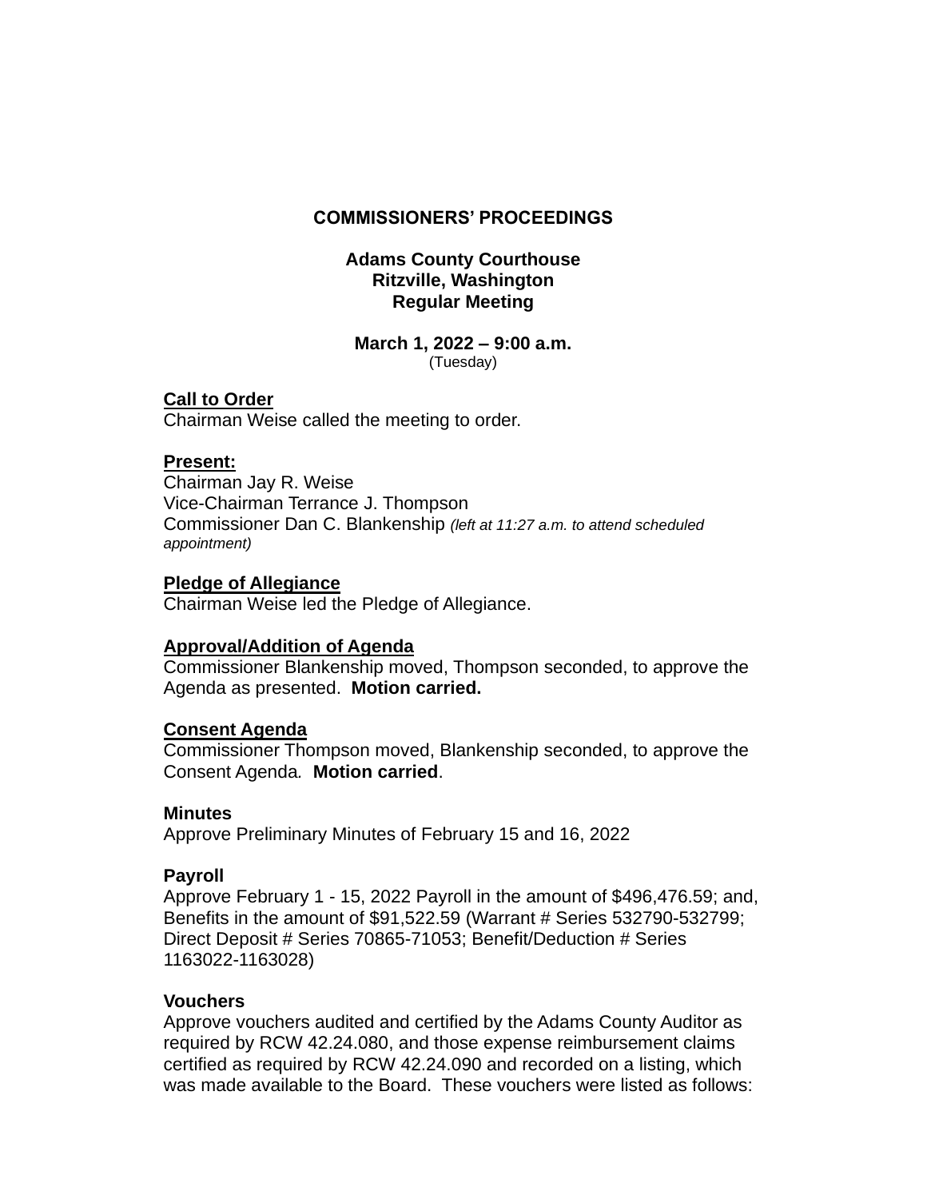# COMMISSIONERS' PROCEEDINGS

**Adams County Courthouse**
**Ritzville, Washington**
**Regular Meeting**

**March 1, 2022 – 9:00 a.m.**
(Tuesday)

**Call to Order**
Chairman Weise called the meeting to order.

**Present:**
Chairman Jay R. Weise
Vice-Chairman Terrance J. Thompson
Commissioner Dan C. Blankenship *(left at 11:27 a.m. to attend scheduled appointment)*

**Pledge of Allegiance**
Chairman Weise led the Pledge of Allegiance.

**Approval/Addition of Agenda**
Commissioner Blankenship moved, Thompson seconded, to approve the Agenda as presented. **Motion carried.**

**Consent Agenda**
Commissioner Thompson moved, Blankenship seconded, to approve the Consent Agenda. **Motion carried**.

**Minutes**
Approve Preliminary Minutes of February 15 and 16, 2022

**Payroll**
Approve February 1 - 15, 2022 Payroll in the amount of $496,476.59; and, Benefits in the amount of $91,522.59 (Warrant # Series 532790-532799; Direct Deposit # Series 70865-71053; Benefit/Deduction # Series 1163022-1163028)

**Vouchers**
Approve vouchers audited and certified by the Adams County Auditor as required by RCW 42.24.080, and those expense reimbursement claims certified as required by RCW 42.24.090 and recorded on a listing, which was made available to the Board. These vouchers were listed as follows: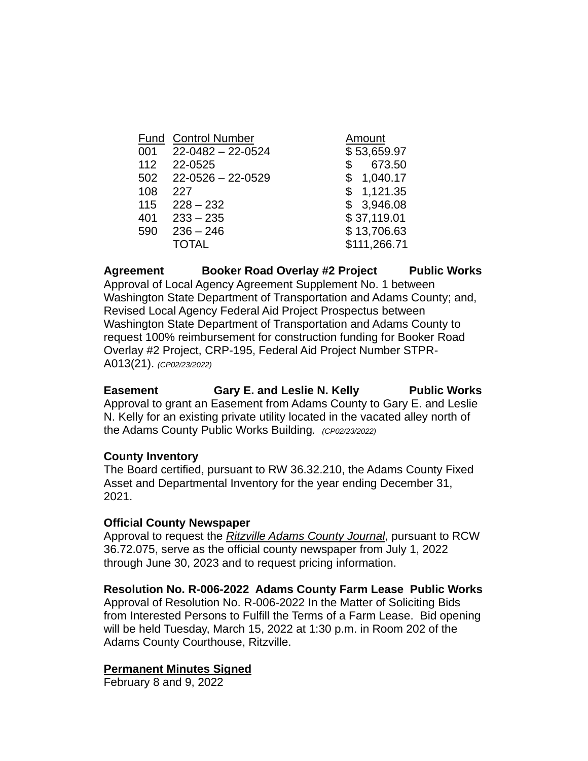| Fund | Control Number | Amount |
|---|---|---|
| 001 | 22-0482 – 22-0524 | $ 53,659.97 |
| 112 | 22-0525 | $ 673.50 |
| 502 | 22-0526 – 22-0529 | $ 1,040.17 |
| 108 | 227 | $ 1,121.35 |
| 115 | 228 – 232 | $ 3,946.08 |
| 401 | 233 – 235 | $ 37,119.01 |
| 590 | 236 – 246 | $ 13,706.63 |
| | TOTAL | $111,266.71 |

**Agreement Booker Road Overlay #2 Project Public Works**
Approval of Local Agency Agreement Supplement No. 1 between Washington State Department of Transportation and Adams County; and, Revised Local Agency Federal Aid Project Prospectus between Washington State Department of Transportation and Adams County to request 100% reimbursement for construction funding for Booker Road Overlay #2 Project, CRP-195, Federal Aid Project Number STPR-A013(21). *(CP02/23/2022)*

**Easement Gary E. and Leslie N. Kelly Public Works**
Approval to grant an Easement from Adams County to Gary E. and Leslie N. Kelly for an existing private utility located in the vacated alley north of the Adams County Public Works Building. *(CP02/23/2022)*

**County Inventory**
The Board certified, pursuant to RW 36.32.210, the Adams County Fixed Asset and Departmental Inventory for the year ending December 31, 2021.

**Official County Newspaper**
Approval to request the *Ritzville Adams County Journal*, pursuant to RCW 36.72.075, serve as the official county newspaper from July 1, 2022 through June 30, 2023 and to request pricing information.

**Resolution No. R-006-2022 Adams County Farm Lease Public Works**
Approval of Resolution No. R-006-2022 In the Matter of Soliciting Bids from Interested Persons to Fulfill the Terms of a Farm Lease. Bid opening will be held Tuesday, March 15, 2022 at 1:30 p.m. in Room 202 of the Adams County Courthouse, Ritzville.

**Permanent Minutes Signed**
February 8 and 9, 2022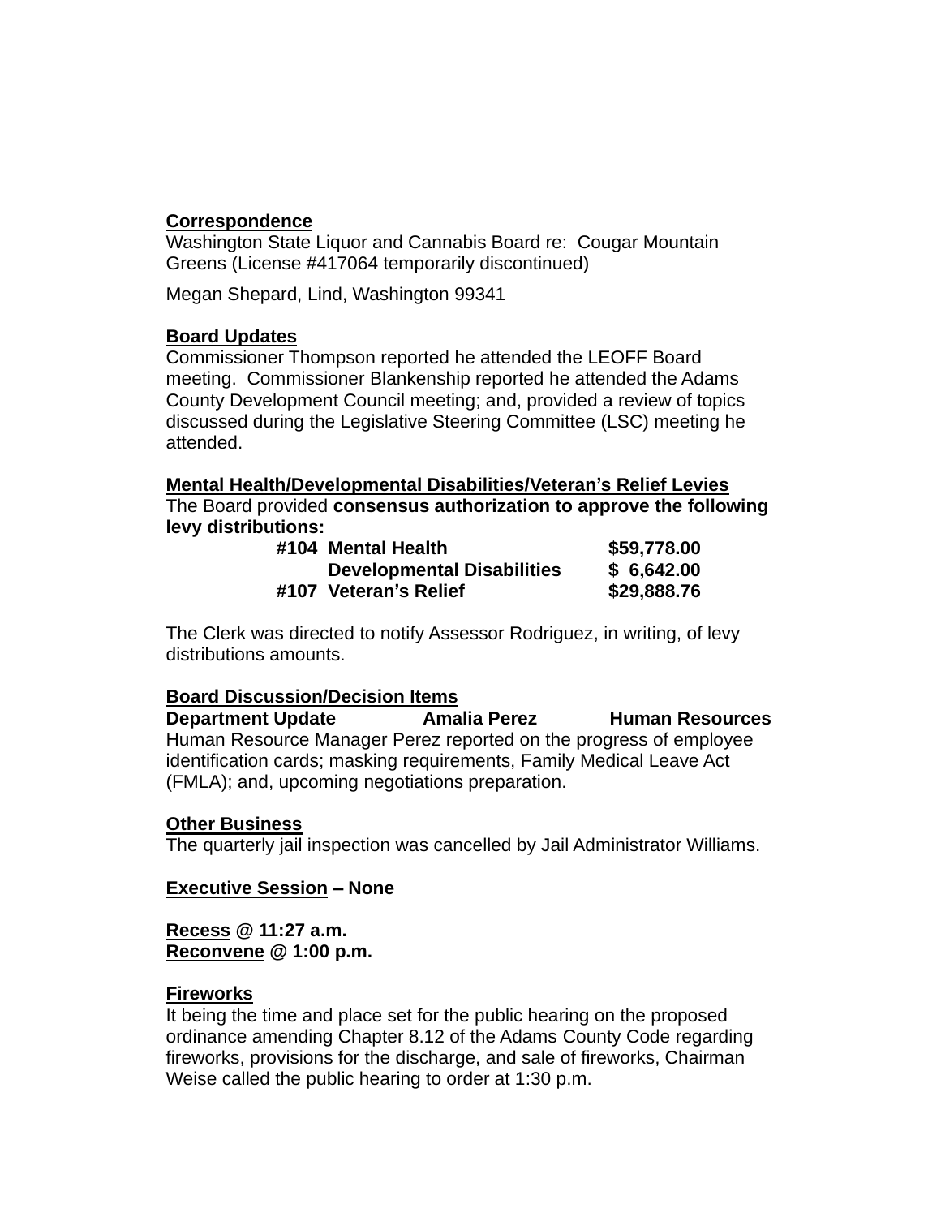**Correspondence**
Washington State Liquor and Cannabis Board re: Cougar Mountain Greens (License #417064 temporarily discontinued)

Megan Shepard, Lind, Washington 99341

**Board Updates**
Commissioner Thompson reported he attended the LEOFF Board meeting. Commissioner Blankenship reported he attended the Adams County Development Council meeting; and, provided a review of topics discussed during the Legislative Steering Committee (LSC) meeting he attended.

**Mental Health/Developmental Disabilities/Veteran's Relief Levies**
The Board provided **consensus authorization to approve the following levy distributions:**

| | | |
|---|---|---|
| **#104** | **Mental Health** | **$59,778.00** |
| | **Developmental Disabilities** | **$ 6,642.00** |
| **#107** | **Veteran's Relief** | **$29,888.76** |

The Clerk was directed to notify Assessor Rodriguez, in writing, of levy distributions amounts.

**Board Discussion/Decision Items**
**Department Update Amalia Perez Human Resources**
Human Resource Manager Perez reported on the progress of employee identification cards; masking requirements, Family Medical Leave Act (FMLA); and, upcoming negotiations preparation.

**Other Business**
The quarterly jail inspection was cancelled by Jail Administrator Williams.

**Executive Session – None**

**Recess @ 11:27 a.m.**
**Reconvene @ 1:00 p.m.**

**Fireworks**
It being the time and place set for the public hearing on the proposed ordinance amending Chapter 8.12 of the Adams County Code regarding fireworks, provisions for the discharge, and sale of fireworks, Chairman Weise called the public hearing to order at 1:30 p.m.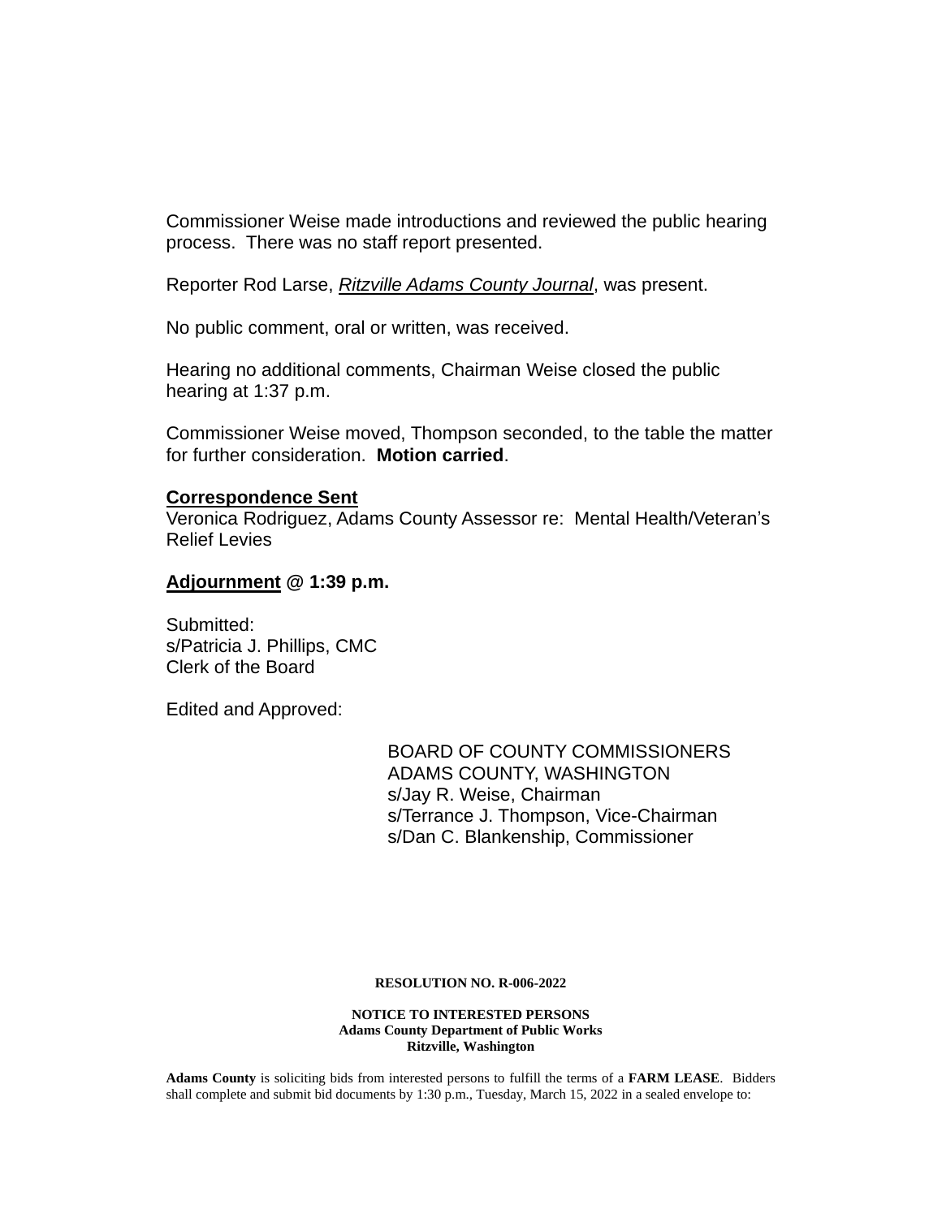Commissioner Weise made introductions and reviewed the public hearing process. There was no staff report presented.

Reporter Rod Larse, *Ritzville Adams County Journal*, was present.

No public comment, oral or written, was received.

Hearing no additional comments, Chairman Weise closed the public hearing at 1:37 p.m.

Commissioner Weise moved, Thompson seconded, to the table the matter for further consideration. **Motion carried**.

**Correspondence Sent**
Veronica Rodriguez, Adams County Assessor re: Mental Health/Veteran's Relief Levies

**Adjournment @ 1:39 p.m.**

Submitted:
s/Patricia J. Phillips, CMC
Clerk of the Board

Edited and Approved:

BOARD OF COUNTY COMMISSIONERS
ADAMS COUNTY, WASHINGTON
s/Jay R. Weise, Chairman
s/Terrance J. Thompson, Vice-Chairman
s/Dan C. Blankenship, Commissioner

**RESOLUTION NO. R-006-2022**

**NOTICE TO INTERESTED PERSONS**
**Adams County Department of Public Works**
**Ritzville, Washington**

**Adams County** is soliciting bids from interested persons to fulfill the terms of a **FARM LEASE**. Bidders shall complete and submit bid documents by 1:30 p.m., Tuesday, March 15, 2022 in a sealed envelope to: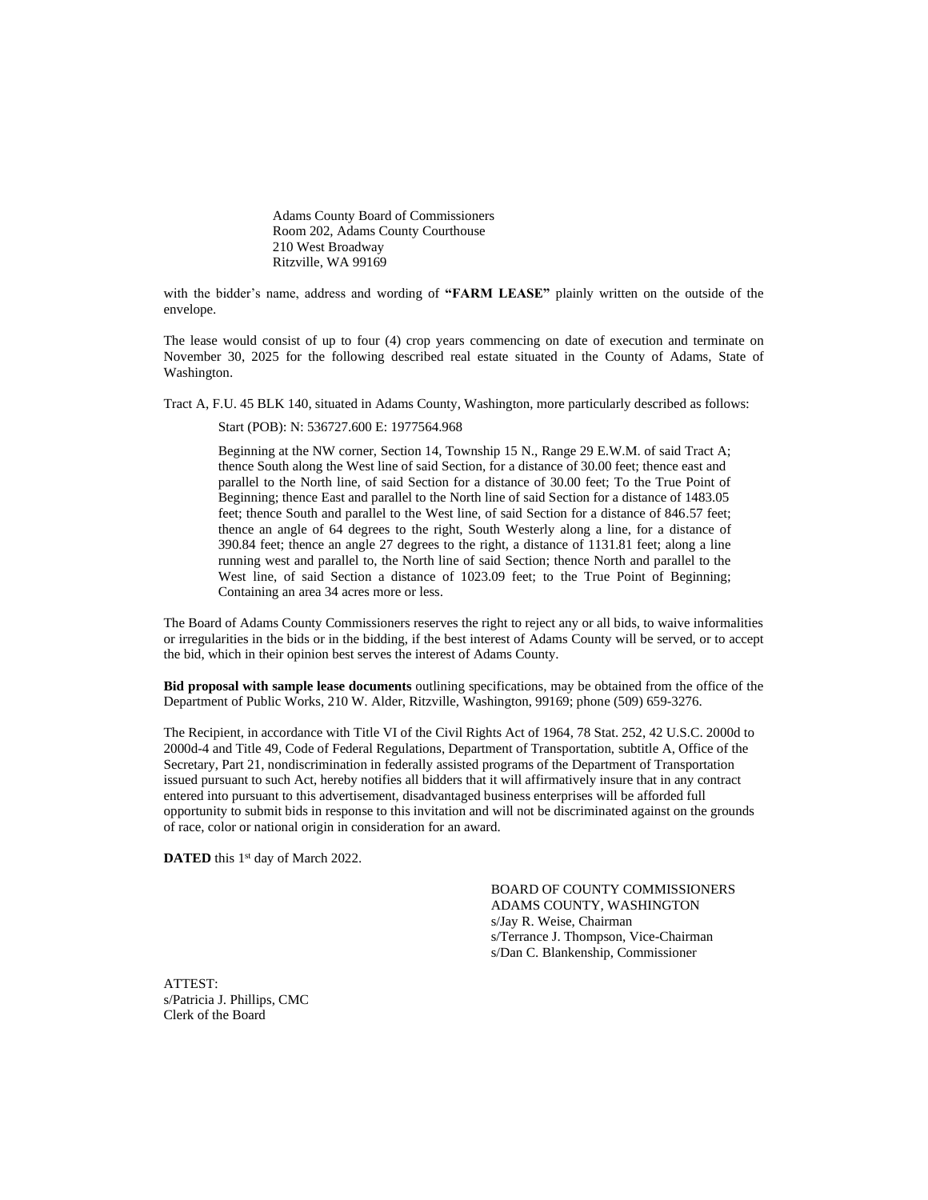Adams County Board of Commissioners
Room 202, Adams County Courthouse
210 West Broadway
Ritzville, WA 99169

with the bidder's name, address and wording of **"FARM LEASE"** plainly written on the outside of the envelope.

The lease would consist of up to four (4) crop years commencing on date of execution and terminate on November 30, 2025 for the following described real estate situated in the County of Adams, State of Washington.

Tract A, F.U. 45 BLK 140, situated in Adams County, Washington, more particularly described as follows:

> Start (POB): N: 536727.600 E: 1977564.968
>
> Beginning at the NW corner, Section 14, Township 15 N., Range 29 E.W.M. of said Tract A; thence South along the West line of said Section, for a distance of 30.00 feet; thence east and parallel to the North line, of said Section for a distance of 30.00 feet; To the True Point of Beginning; thence East and parallel to the North line of said Section for a distance of 1483.05 feet; thence South and parallel to the West line, of said Section for a distance of 846.57 feet; thence an angle of 64 degrees to the right, South Westerly along a line, for a distance of 390.84 feet; thence an angle 27 degrees to the right, a distance of 1131.81 feet; along a line running west and parallel to, the North line of said Section; thence North and parallel to the West line, of said Section a distance of 1023.09 feet; to the True Point of Beginning; Containing an area 34 acres more or less.

The Board of Adams County Commissioners reserves the right to reject any or all bids, to waive informalities or irregularities in the bids or in the bidding, if the best interest of Adams County will be served, or to accept the bid, which in their opinion best serves the interest of Adams County.

**Bid proposal with sample lease documents** outlining specifications, may be obtained from the office of the Department of Public Works, 210 W. Alder, Ritzville, Washington, 99169; phone (509) 659-3276.

The Recipient, in accordance with Title VI of the Civil Rights Act of 1964, 78 Stat. 252, 42 U.S.C. 2000d to 2000d-4 and Title 49, Code of Federal Regulations, Department of Transportation, subtitle A, Office of the Secretary, Part 21, nondiscrimination in federally assisted programs of the Department of Transportation issued pursuant to such Act, hereby notifies all bidders that it will affirmatively insure that in any contract entered into pursuant to this advertisement, disadvantaged business enterprises will be afforded full opportunity to submit bids in response to this invitation and will not be discriminated against on the grounds of race, color or national origin in consideration for an award.

**DATED** this 1st day of March 2022.

BOARD OF COUNTY COMMISSIONERS
ADAMS COUNTY, WASHINGTON
s/Jay R. Weise, Chairman
s/Terrance J. Thompson, Vice-Chairman
s/Dan C. Blankenship, Commissioner

ATTEST:
s/Patricia J. Phillips, CMC
Clerk of the Board